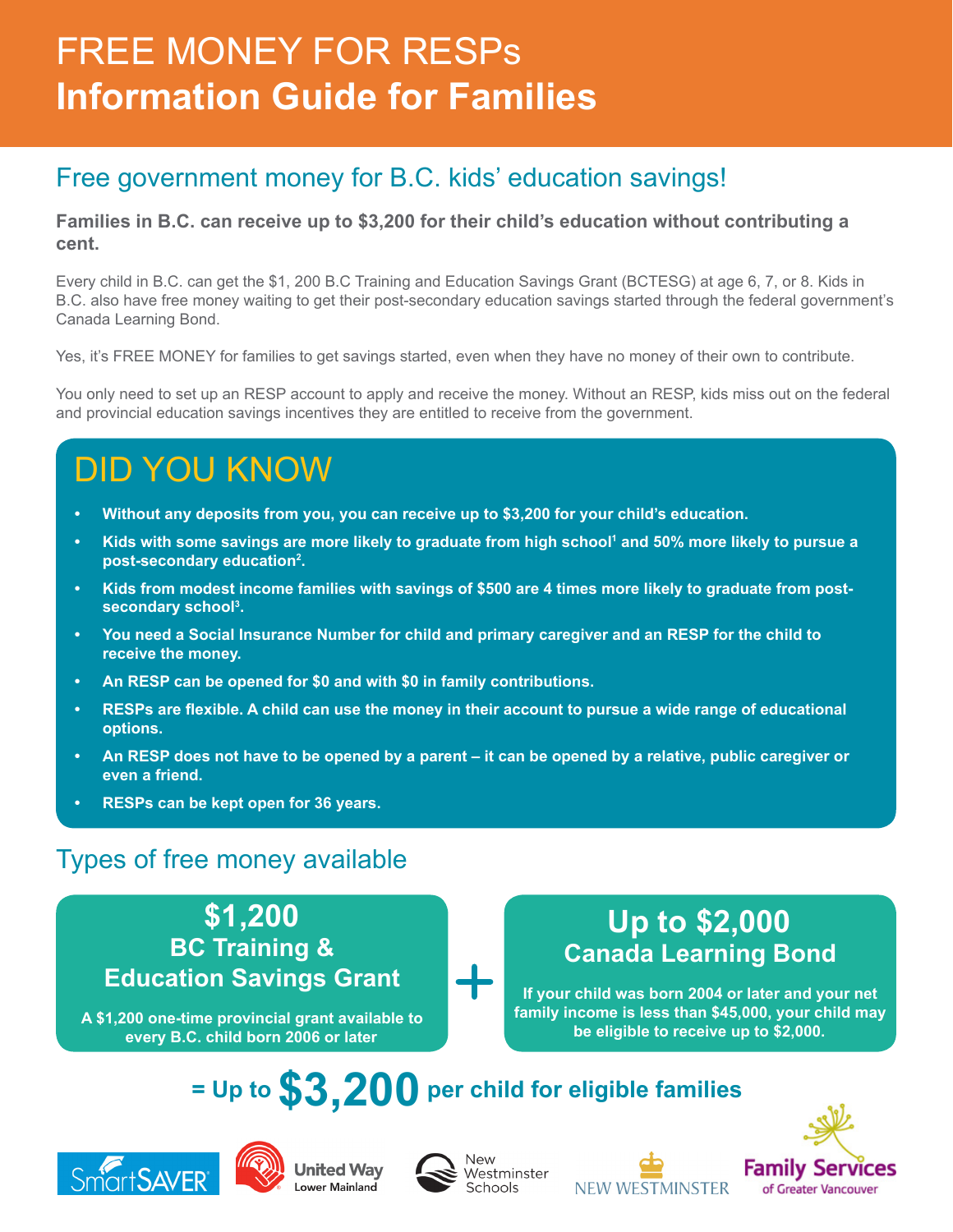# FREE MONEY FOR RESPs
# Information Guide for Families

## Free government money for B.C. kids' education savings!

**Families in B.C. can receive up to $3,200 for their child's education without contributing a cent.**

Every child in B.C. can get the $1, 200 B.C Training and Education Savings Grant (BCTESG) at age 6, 7, or 8. Kids in B.C. also have free money waiting to get their post-secondary education savings started through the federal government's Canada Learning Bond.

Yes, it's FREE MONEY for families to get savings started, even when they have no money of their own to contribute.

You only need to set up an RESP account to apply and receive the money. Without an RESP, kids miss out on the federal and provincial education savings incentives they are entitled to receive from the government.

## DID YOU KNOW

- **Without any deposits from you, you can receive up to $3,200 for your child's education.**
- **Kids with some savings are more likely to graduate from high school[1] and 50% more likely to pursue a post-secondary education[2].**
- **Kids from modest income families with savings of $500 are 4 times more likely to graduate from post-secondary school[3].**
- **You need a Social Insurance Number for child and primary caregiver and an RESP for the child to receive the money.**
- **An RESP can be opened for $0 and with $0 in family contributions.**
- **RESPs are flexible. A child can use the money in their account to pursue a wide range of educational options.**
- **An RESP does not have to be opened by a parent – it can be opened by a relative, public caregiver or even a friend.**
- **RESPs can be kept open for 36 years.**

## Types of free money available

### $1,200 BC Training & Education Savings Grant

**A $1,200 one-time provincial grant available to every B.C. child born 2006 or later**

+

### Up to $2,000 Canada Learning Bond

**If your child was born 2004 or later and your net family income is less than $45,000, your child may be eligible to receive up to $2,000.**

**= Up to $3,200 per child for eligible families**

SmartSAVER · United Way Lower Mainland · New Westminster Schools · New Westminster · Family Services of Greater Vancouver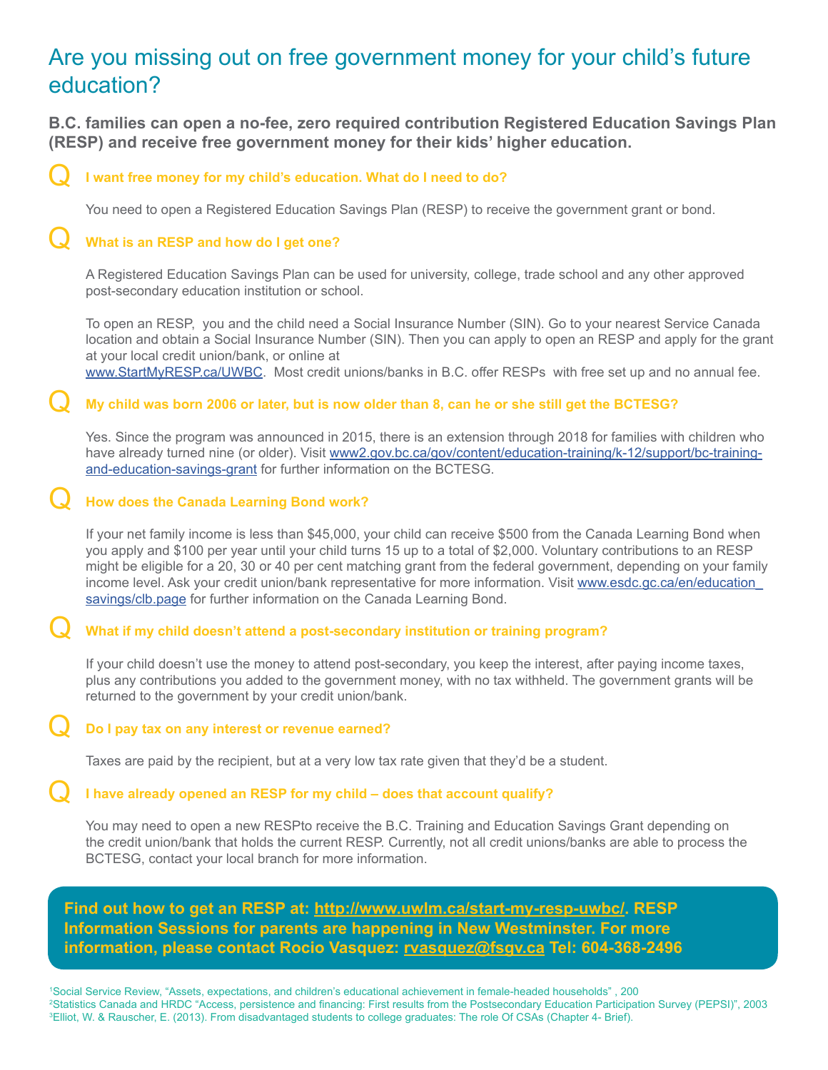# Are you missing out on free government money for your child's future education?

**B.C. families can open a no-fee, zero required contribution Registered Education Savings Plan (RESP) and receive free government money for their kids' higher education.**

### Q I want free money for my child's education. What do I need to do?

You need to open a Registered Education Savings Plan (RESP) to receive the government grant or bond.

### Q What is an RESP and how do I get one?

A Registered Education Savings Plan can be used for university, college, trade school and any other approved post-secondary education institution or school.

To open an RESP, you and the child need a Social Insurance Number (SIN). Go to your nearest Service Canada location and obtain a Social Insurance Number (SIN). Then you can apply to open an RESP and apply for the grant at your local credit union/bank, or online at www.StartMyRESP.ca/UWBC. Most credit unions/banks in B.C. offer RESPs with free set up and no annual fee.

### Q My child was born 2006 or later, but is now older than 8, can he or she still get the BCTESG?

Yes. Since the program was announced in 2015, there is an extension through 2018 for families with children who have already turned nine (or older). Visit www2.gov.bc.ca/gov/content/education-training/k-12/support/bc-training-and-education-savings-grant for further information on the BCTESG.

### Q How does the Canada Learning Bond work?

If your net family income is less than $45,000, your child can receive $500 from the Canada Learning Bond when you apply and $100 per year until your child turns 15 up to a total of $2,000. Voluntary contributions to an RESP might be eligible for a 20, 30 or 40 per cent matching grant from the federal government, depending on your family income level. Ask your credit union/bank representative for more information. Visit www.esdc.gc.ca/en/education_savings/clb.page for further information on the Canada Learning Bond.

### Q What if my child doesn't attend a post-secondary institution or training program?

If your child doesn't use the money to attend post-secondary, you keep the interest, after paying income taxes, plus any contributions you added to the government money, with no tax withheld. The government grants will be returned to the government by your credit union/bank.

### Q Do I pay tax on any interest or revenue earned?

Taxes are paid by the recipient, but at a very low tax rate given that they'd be a student.

### Q I have already opened an RESP for my child – does that account qualify?

You may need to open a new RESPto receive the B.C. Training and Education Savings Grant depending on the credit union/bank that holds the current RESP. Currently, not all credit unions/banks are able to process the BCTESG, contact your local branch for more information.

**Find out how to get an RESP at: http://www.uwlm.ca/start-my-resp-uwbc/. RESP Information Sessions for parents are happening in New Westminster. For more information, please contact Rocio Vasquez: rvasquez@fsgv.ca Tel: 604-368-2496**

[1]Social Service Review, "Assets, expectations, and children's educational achievement in female-headed households" , 200
[2]Statistics Canada and HRDC "Access, persistence and financing: First results from the Postsecondary Education Participation Survey (PEPSI)", 2003
[3]Elliot, W. & Rauscher, E. (2013). From disadvantaged students to college graduates: The role Of CSAs (Chapter 4- Brief).